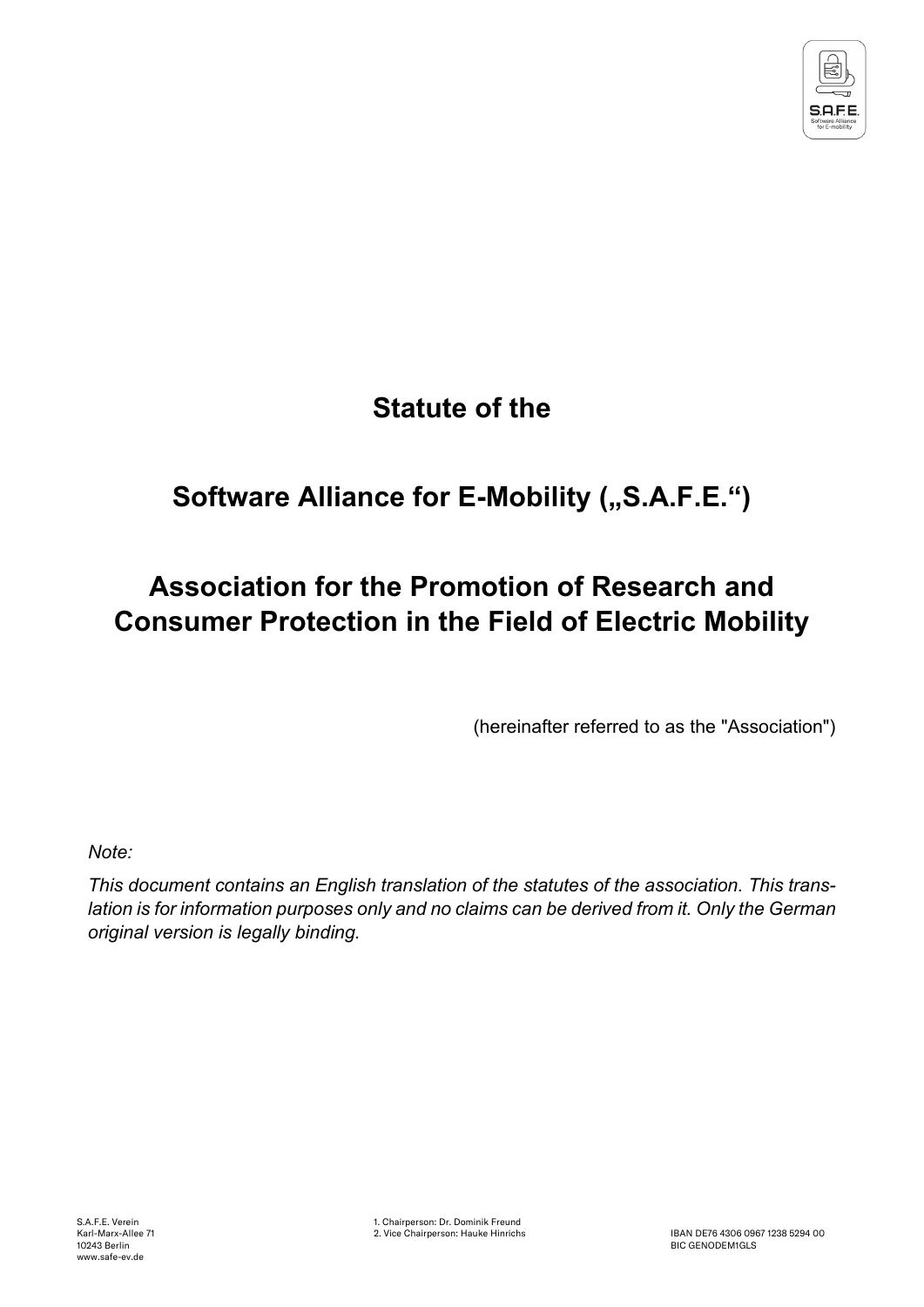# Statute of the

# Software Alliance for E-Mobility („S.A.F.E.“)

# Association for the Promotion of Research and Consumer Protection in the Field of Electric Mobility

(hereinafter referred to as the "Association")

*Note:*

*This document contains an English translation of the statutes of the association. This translation is for information purposes only and no claims can be derived from it. Only the German original version is legally binding.*

S.A.F.E. Verein
Karl-Marx-Allee 71
10243 Berlin
www.safe-ev.de

1. Chairperson: Dr. Dominik Freund
2. Vice Chairperson: Hauke Hinrichs

IBAN DE76 4306 0967 1238 5294 00
BIC GENODEM1GLS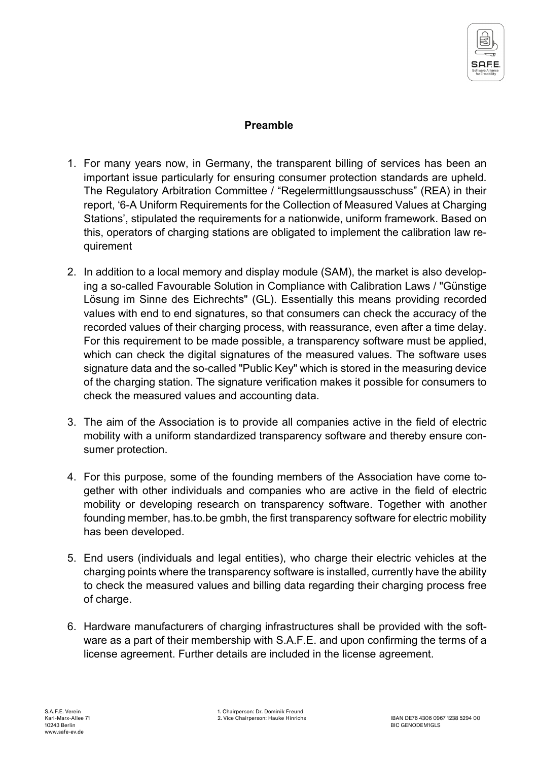## Preamble

1. For many years now, in Germany, the transparent billing of services has been an important issue particularly for ensuring consumer protection standards are upheld. The Regulatory Arbitration Committee / “Regelermittlungsausschuss” (REA) in their report, ‘6-A Uniform Requirements for the Collection of Measured Values at Charging Stations’, stipulated the requirements for a nationwide, uniform framework. Based on this, operators of charging stations are obligated to implement the calibration law requirement

2. In addition to a local memory and display module (SAM), the market is also developing a so-called Favourable Solution in Compliance with Calibration Laws / "Günstige Lösung im Sinne des Eichrechts" (GL). Essentially this means providing recorded values with end to end signatures, so that consumers can check the accuracy of the recorded values of their charging process, with reassurance, even after a time delay. For this requirement to be made possible, a transparency software must be applied, which can check the digital signatures of the measured values. The software uses signature data and the so-called "Public Key" which is stored in the measuring device of the charging station. The signature verification makes it possible for consumers to check the measured values and accounting data.

3. The aim of the Association is to provide all companies active in the field of electric mobility with a uniform standardized transparency software and thereby ensure consumer protection.

4. For this purpose, some of the founding members of the Association have come together with other individuals and companies who are active in the field of electric mobility or developing research on transparency software. Together with another founding member, has.to.be gmbh, the first transparency software for electric mobility has been developed.

5. End users (individuals and legal entities), who charge their electric vehicles at the charging points where the transparency software is installed, currently have the ability to check the measured values and billing data regarding their charging process free of charge.

6. Hardware manufacturers of charging infrastructures shall be provided with the software as a part of their membership with S.A.F.E. and upon confirming the terms of a license agreement. Further details are included in the license agreement.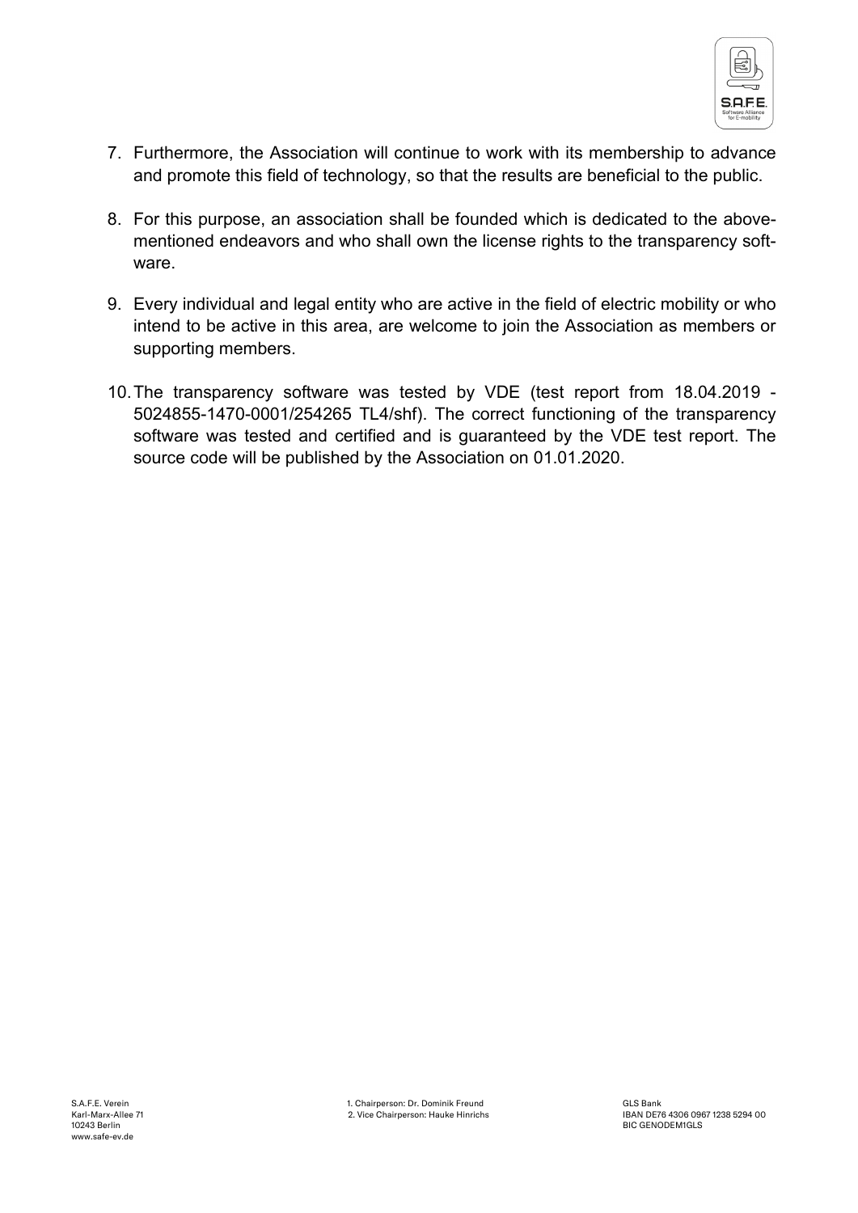7. Furthermore, the Association will continue to work with its membership to advance and promote this field of technology, so that the results are beneficial to the public.

8. For this purpose, an association shall be founded which is dedicated to the above-mentioned endeavors and who shall own the license rights to the transparency software.

9. Every individual and legal entity who are active in the field of electric mobility or who intend to be active in this area, are welcome to join the Association as members or supporting members.

10. The transparency software was tested by VDE (test report from 18.04.2019 - 5024855-1470-0001/254265 TL4/shf). The correct functioning of the transparency software was tested and certified and is guaranteed by the VDE test report. The source code will be published by the Association on 01.01.2020.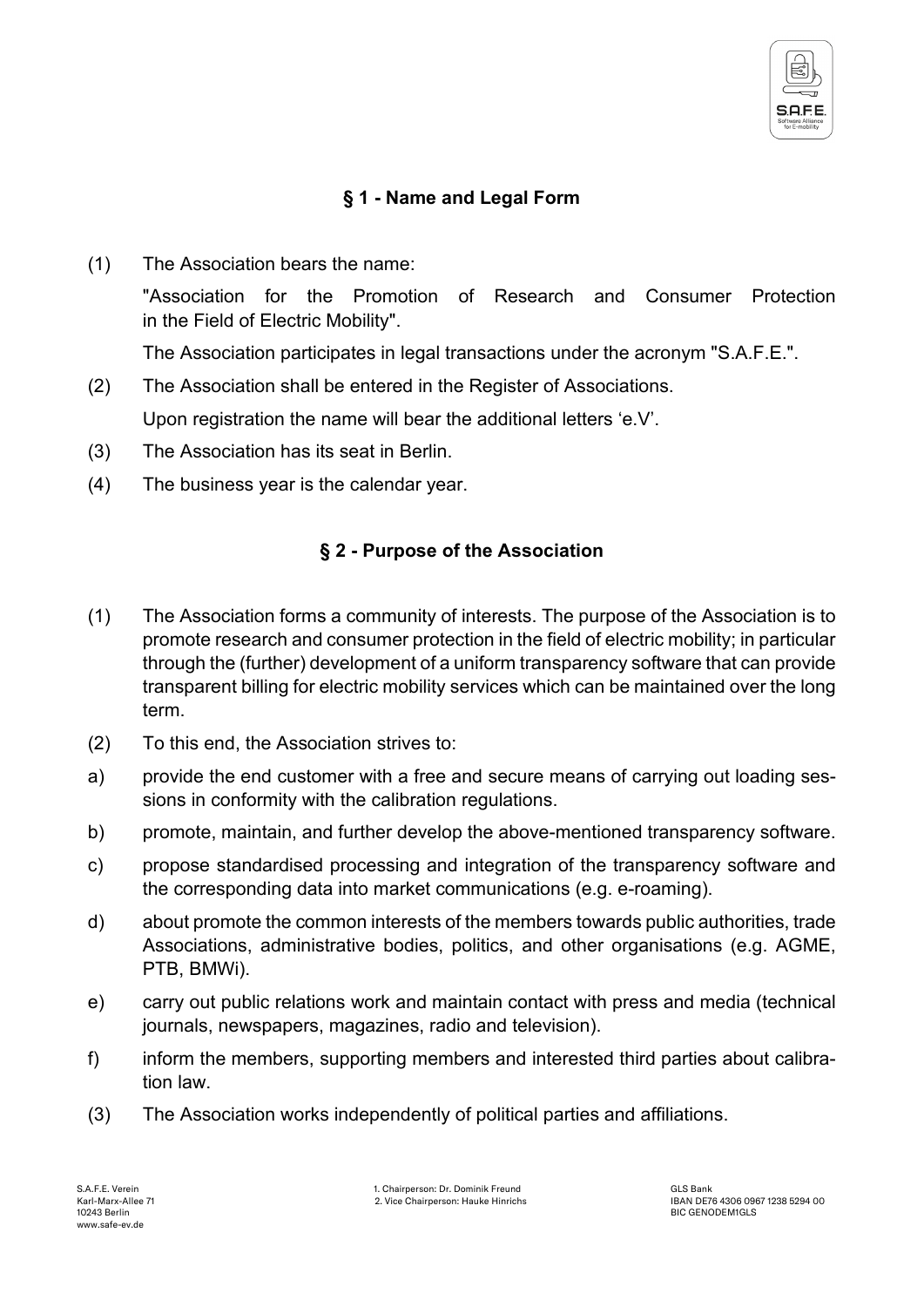## § 1 - Name and Legal Form

(1) The Association bears the name:

"Association for the Promotion of Research and Consumer Protection in the Field of Electric Mobility".

The Association participates in legal transactions under the acronym "S.A.F.E.".

(2) The Association shall be entered in the Register of Associations.

Upon registration the name will bear the additional letters 'e.V'.

(3) The Association has its seat in Berlin.

(4) The business year is the calendar year.

## § 2 - Purpose of the Association

(1) The Association forms a community of interests. The purpose of the Association is to promote research and consumer protection in the field of electric mobility; in particular through the (further) development of a uniform transparency software that can provide transparent billing for electric mobility services which can be maintained over the long term.

(2) To this end, the Association strives to:

a) provide the end customer with a free and secure means of carrying out loading sessions in conformity with the calibration regulations.

b) promote, maintain, and further develop the above-mentioned transparency software.

c) propose standardised processing and integration of the transparency software and the corresponding data into market communications (e.g. e-roaming).

d) about promote the common interests of the members towards public authorities, trade Associations, administrative bodies, politics, and other organisations (e.g. AGME, PTB, BMWi).

e) carry out public relations work and maintain contact with press and media (technical journals, newspapers, magazines, radio and television).

f) inform the members, supporting members and interested third parties about calibration law.

(3) The Association works independently of political parties and affiliations.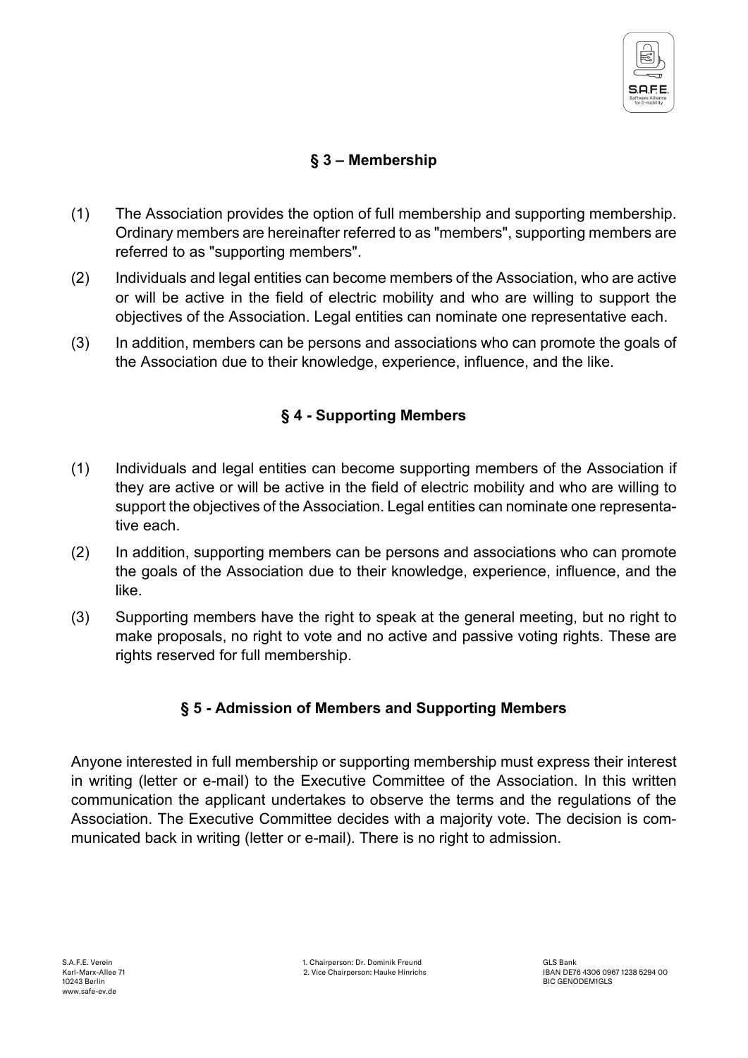## § 3 – Membership

(1) The Association provides the option of full membership and supporting membership. Ordinary members are hereinafter referred to as "members", supporting members are referred to as "supporting members".

(2) Individuals and legal entities can become members of the Association, who are active or will be active in the field of electric mobility and who are willing to support the objectives of the Association. Legal entities can nominate one representative each.

(3) In addition, members can be persons and associations who can promote the goals of the Association due to their knowledge, experience, influence, and the like.

## § 4 - Supporting Members

(1) Individuals and legal entities can become supporting members of the Association if they are active or will be active in the field of electric mobility and who are willing to support the objectives of the Association. Legal entities can nominate one representative each.

(2) In addition, supporting members can be persons and associations who can promote the goals of the Association due to their knowledge, experience, influence, and the like.

(3) Supporting members have the right to speak at the general meeting, but no right to make proposals, no right to vote and no active and passive voting rights. These are rights reserved for full membership.

## § 5 - Admission of Members and Supporting Members

Anyone interested in full membership or supporting membership must express their interest in writing (letter or e-mail) to the Executive Committee of the Association. In this written communication the applicant undertakes to observe the terms and the regulations of the Association. The Executive Committee decides with a majority vote. The decision is communicated back in writing (letter or e-mail). There is no right to admission.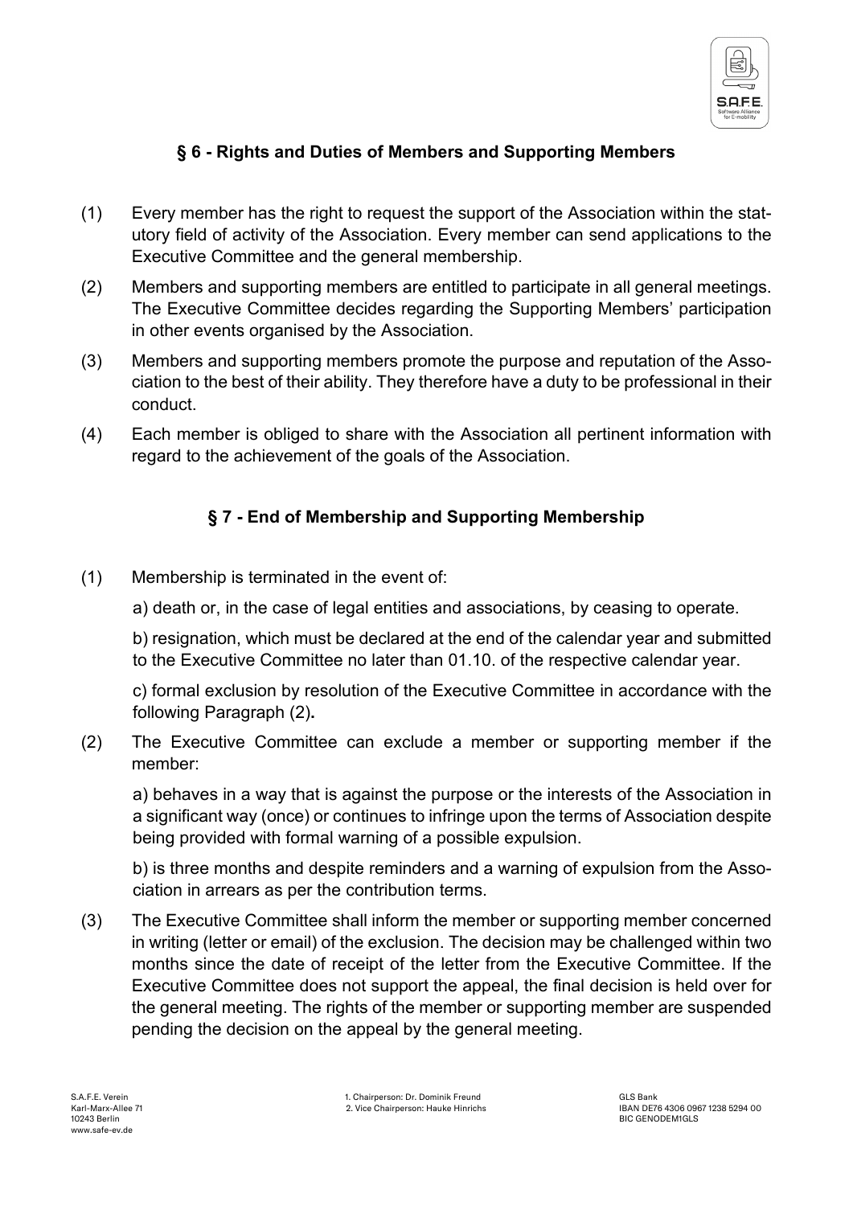## § 6 - Rights and Duties of Members and Supporting Members

(1) Every member has the right to request the support of the Association within the statutory field of activity of the Association. Every member can send applications to the Executive Committee and the general membership.

(2) Members and supporting members are entitled to participate in all general meetings. The Executive Committee decides regarding the Supporting Members' participation in other events organised by the Association.

(3) Members and supporting members promote the purpose and reputation of the Association to the best of their ability. They therefore have a duty to be professional in their conduct.

(4) Each member is obliged to share with the Association all pertinent information with regard to the achievement of the goals of the Association.

## § 7 - End of Membership and Supporting Membership

(1) Membership is terminated in the event of:

a) death or, in the case of legal entities and associations, by ceasing to operate.

b) resignation, which must be declared at the end of the calendar year and submitted to the Executive Committee no later than 01.10. of the respective calendar year.

c) formal exclusion by resolution of the Executive Committee in accordance with the following Paragraph (2)**.**

(2) The Executive Committee can exclude a member or supporting member if the member:

a) behaves in a way that is against the purpose or the interests of the Association in a significant way (once) or continues to infringe upon the terms of Association despite being provided with formal warning of a possible expulsion.

b) is three months and despite reminders and a warning of expulsion from the Association in arrears as per the contribution terms.

(3) The Executive Committee shall inform the member or supporting member concerned in writing (letter or email) of the exclusion. The decision may be challenged within two months since the date of receipt of the letter from the Executive Committee. If the Executive Committee does not support the appeal, the final decision is held over for the general meeting. The rights of the member or supporting member are suspended pending the decision on the appeal by the general meeting.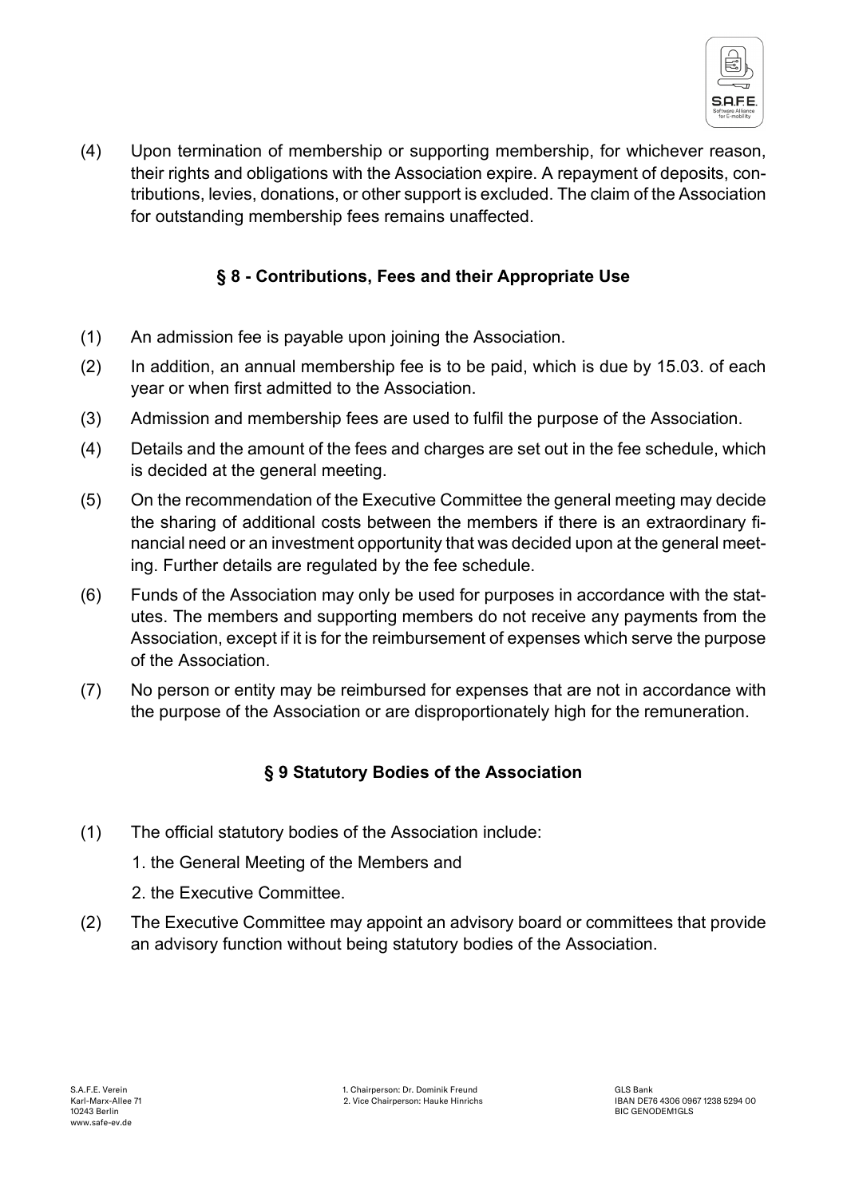(4) Upon termination of membership or supporting membership, for whichever reason, their rights and obligations with the Association expire. A repayment of deposits, contributions, levies, donations, or other support is excluded. The claim of the Association for outstanding membership fees remains unaffected.

## § 8 - Contributions, Fees and their Appropriate Use

(1) An admission fee is payable upon joining the Association.

(2) In addition, an annual membership fee is to be paid, which is due by 15.03. of each year or when first admitted to the Association.

(3) Admission and membership fees are used to fulfil the purpose of the Association.

(4) Details and the amount of the fees and charges are set out in the fee schedule, which is decided at the general meeting.

(5) On the recommendation of the Executive Committee the general meeting may decide the sharing of additional costs between the members if there is an extraordinary financial need or an investment opportunity that was decided upon at the general meeting. Further details are regulated by the fee schedule.

(6) Funds of the Association may only be used for purposes in accordance with the statutes. The members and supporting members do not receive any payments from the Association, except if it is for the reimbursement of expenses which serve the purpose of the Association.

(7) No person or entity may be reimbursed for expenses that are not in accordance with the purpose of the Association or are disproportionately high for the remuneration.

## § 9 Statutory Bodies of the Association

(1) The official statutory bodies of the Association include:

1. the General Meeting of the Members and
2. the Executive Committee.

(2) The Executive Committee may appoint an advisory board or committees that provide an advisory function without being statutory bodies of the Association.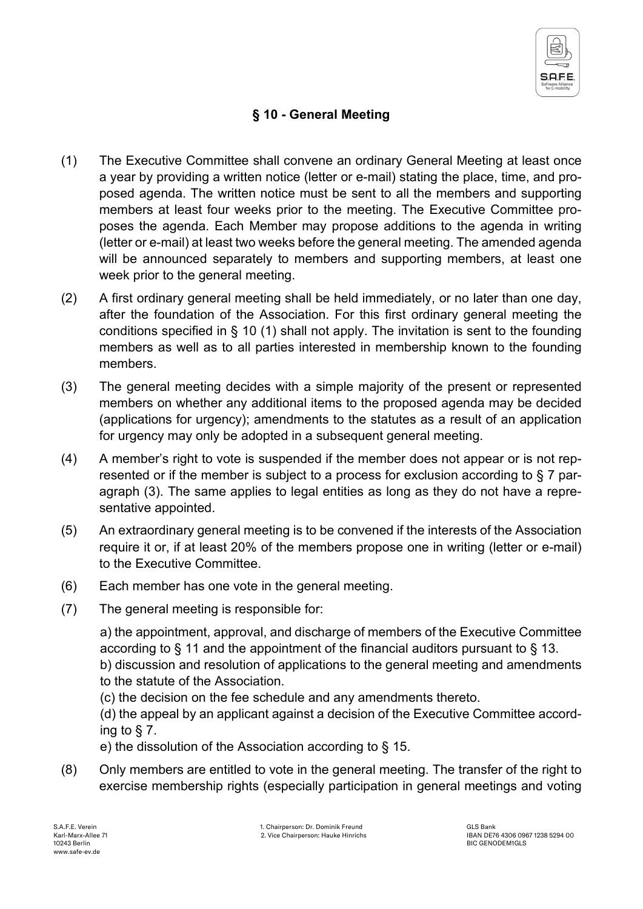## § 10 - General Meeting

(1) The Executive Committee shall convene an ordinary General Meeting at least once a year by providing a written notice (letter or e-mail) stating the place, time, and proposed agenda. The written notice must be sent to all the members and supporting members at least four weeks prior to the meeting. The Executive Committee proposes the agenda. Each Member may propose additions to the agenda in writing (letter or e-mail) at least two weeks before the general meeting. The amended agenda will be announced separately to members and supporting members, at least one week prior to the general meeting.

(2) A first ordinary general meeting shall be held immediately, or no later than one day, after the foundation of the Association. For this first ordinary general meeting the conditions specified in § 10 (1) shall not apply. The invitation is sent to the founding members as well as to all parties interested in membership known to the founding members.

(3) The general meeting decides with a simple majority of the present or represented members on whether any additional items to the proposed agenda may be decided (applications for urgency); amendments to the statutes as a result of an application for urgency may only be adopted in a subsequent general meeting.

(4) A member's right to vote is suspended if the member does not appear or is not represented or if the member is subject to a process for exclusion according to § 7 paragraph (3). The same applies to legal entities as long as they do not have a representative appointed.

(5) An extraordinary general meeting is to be convened if the interests of the Association require it or, if at least 20% of the members propose one in writing (letter or e-mail) to the Executive Committee.

(6) Each member has one vote in the general meeting.

(7) The general meeting is responsible for:

a) the appointment, approval, and discharge of members of the Executive Committee according to § 11 and the appointment of the financial auditors pursuant to § 13.
b) discussion and resolution of applications to the general meeting and amendments to the statute of the Association.
(c) the decision on the fee schedule and any amendments thereto.
(d) the appeal by an applicant against a decision of the Executive Committee according to § 7.
e) the dissolution of the Association according to § 15.

(8) Only members are entitled to vote in the general meeting. The transfer of the right to exercise membership rights (especially participation in general meetings and voting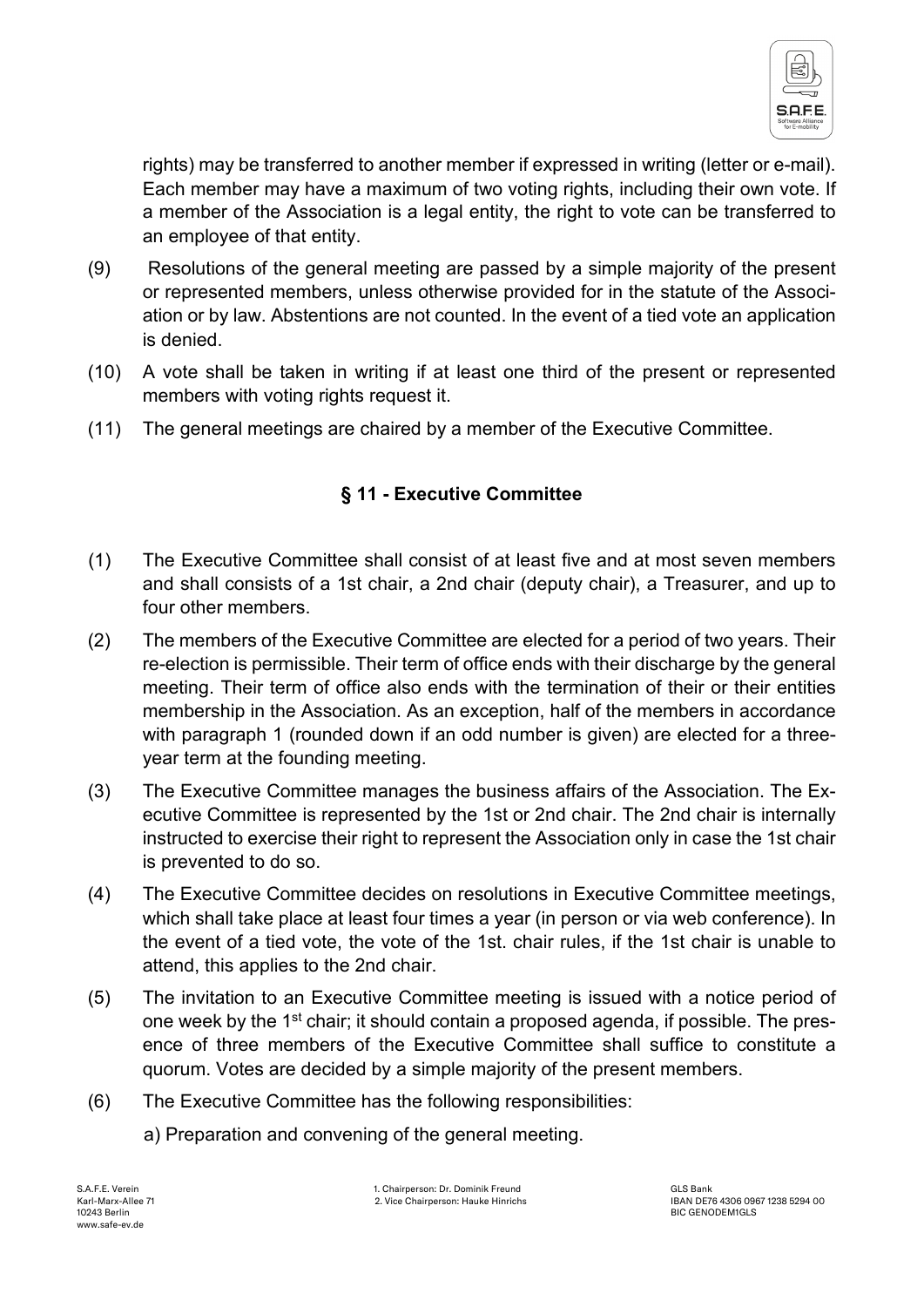rights) may be transferred to another member if expressed in writing (letter or e-mail). Each member may have a maximum of two voting rights, including their own vote. If a member of the Association is a legal entity, the right to vote can be transferred to an employee of that entity.

(9) Resolutions of the general meeting are passed by a simple majority of the present or represented members, unless otherwise provided for in the statute of the Association or by law. Abstentions are not counted. In the event of a tied vote an application is denied.

(10) A vote shall be taken in writing if at least one third of the present or represented members with voting rights request it.

(11) The general meetings are chaired by a member of the Executive Committee.

## § 11 - Executive Committee

(1) The Executive Committee shall consist of at least five and at most seven members and shall consists of a 1st chair, a 2nd chair (deputy chair), a Treasurer, and up to four other members.

(2) The members of the Executive Committee are elected for a period of two years. Their re-election is permissible. Their term of office ends with their discharge by the general meeting. Their term of office also ends with the termination of their or their entities membership in the Association. As an exception, half of the members in accordance with paragraph 1 (rounded down if an odd number is given) are elected for a three-year term at the founding meeting.

(3) The Executive Committee manages the business affairs of the Association. The Executive Committee is represented by the 1st or 2nd chair. The 2nd chair is internally instructed to exercise their right to represent the Association only in case the 1st chair is prevented to do so.

(4) The Executive Committee decides on resolutions in Executive Committee meetings, which shall take place at least four times a year (in person or via web conference). In the event of a tied vote, the vote of the 1st. chair rules, if the 1st chair is unable to attend, this applies to the 2nd chair.

(5) The invitation to an Executive Committee meeting is issued with a notice period of one week by the 1st chair; it should contain a proposed agenda, if possible. The presence of three members of the Executive Committee shall suffice to constitute a quorum. Votes are decided by a simple majority of the present members.

(6) The Executive Committee has the following responsibilities:

a) Preparation and convening of the general meeting.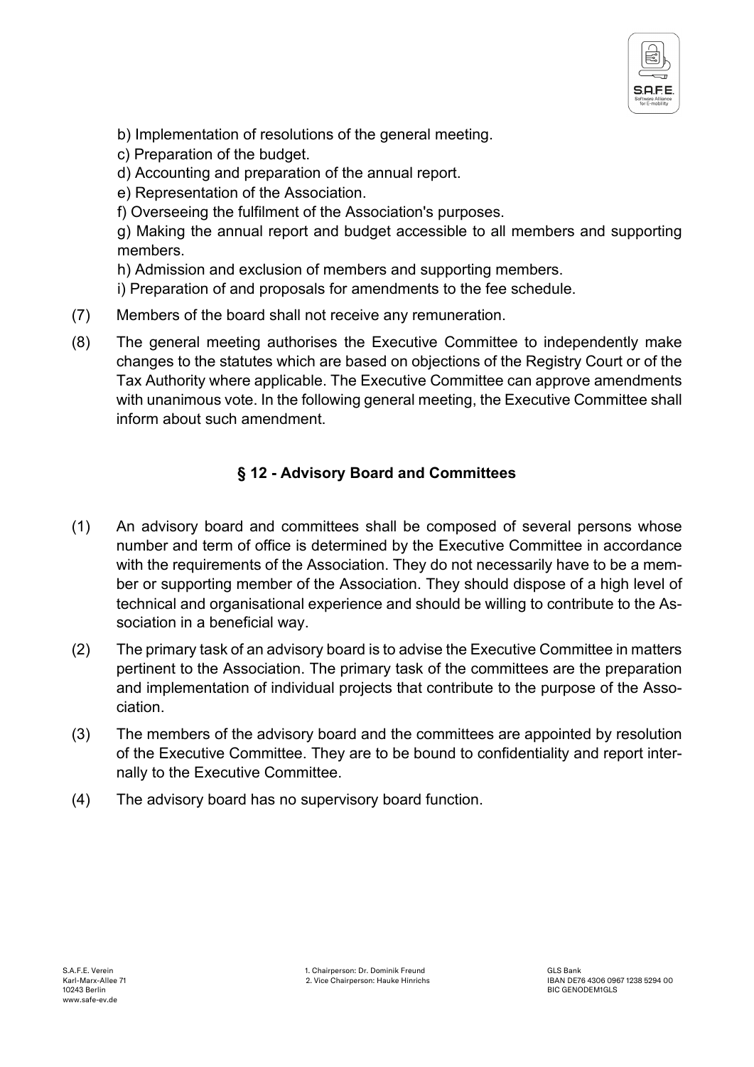b) Implementation of resolutions of the general meeting.

c) Preparation of the budget.

d) Accounting and preparation of the annual report.

e) Representation of the Association.

f) Overseeing the fulfilment of the Association's purposes.

g) Making the annual report and budget accessible to all members and supporting members.

h) Admission and exclusion of members and supporting members.

i) Preparation of and proposals for amendments to the fee schedule.

(7) Members of the board shall not receive any remuneration.

(8) The general meeting authorises the Executive Committee to independently make changes to the statutes which are based on objections of the Registry Court or of the Tax Authority where applicable. The Executive Committee can approve amendments with unanimous vote. In the following general meeting, the Executive Committee shall inform about such amendment.

## § 12 - Advisory Board and Committees

(1) An advisory board and committees shall be composed of several persons whose number and term of office is determined by the Executive Committee in accordance with the requirements of the Association. They do not necessarily have to be a member or supporting member of the Association. They should dispose of a high level of technical and organisational experience and should be willing to contribute to the Association in a beneficial way.

(2) The primary task of an advisory board is to advise the Executive Committee in matters pertinent to the Association. The primary task of the committees are the preparation and implementation of individual projects that contribute to the purpose of the Association.

(3) The members of the advisory board and the committees are appointed by resolution of the Executive Committee. They are to be bound to confidentiality and report internally to the Executive Committee.

(4) The advisory board has no supervisory board function.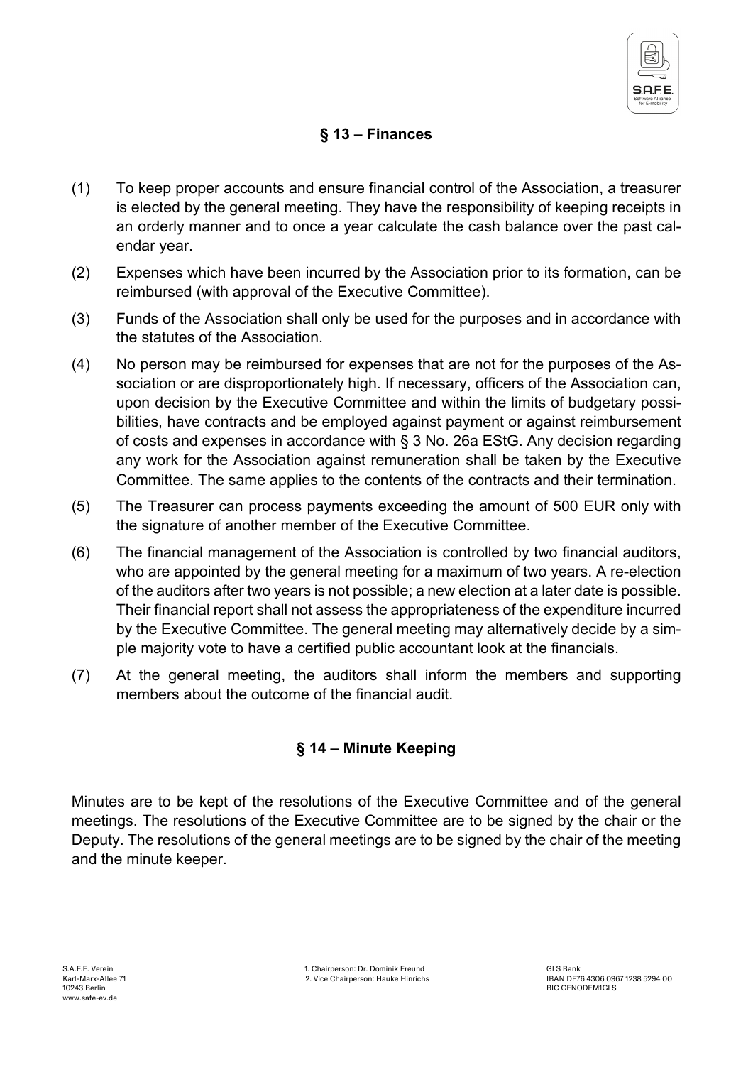## § 13 – Finances

(1) To keep proper accounts and ensure financial control of the Association, a treasurer is elected by the general meeting. They have the responsibility of keeping receipts in an orderly manner and to once a year calculate the cash balance over the past calendar year.

(2) Expenses which have been incurred by the Association prior to its formation, can be reimbursed (with approval of the Executive Committee).

(3) Funds of the Association shall only be used for the purposes and in accordance with the statutes of the Association.

(4) No person may be reimbursed for expenses that are not for the purposes of the Association or are disproportionately high. If necessary, officers of the Association can, upon decision by the Executive Committee and within the limits of budgetary possibilities, have contracts and be employed against payment or against reimbursement of costs and expenses in accordance with § 3 No. 26a EStG. Any decision regarding any work for the Association against remuneration shall be taken by the Executive Committee. The same applies to the contents of the contracts and their termination.

(5) The Treasurer can process payments exceeding the amount of 500 EUR only with the signature of another member of the Executive Committee.

(6) The financial management of the Association is controlled by two financial auditors, who are appointed by the general meeting for a maximum of two years. A re-election of the auditors after two years is not possible; a new election at a later date is possible. Their financial report shall not assess the appropriateness of the expenditure incurred by the Executive Committee. The general meeting may alternatively decide by a simple majority vote to have a certified public accountant look at the financials.

(7) At the general meeting, the auditors shall inform the members and supporting members about the outcome of the financial audit.

## § 14 – Minute Keeping

Minutes are to be kept of the resolutions of the Executive Committee and of the general meetings. The resolutions of the Executive Committee are to be signed by the chair or the Deputy. The resolutions of the general meetings are to be signed by the chair of the meeting and the minute keeper.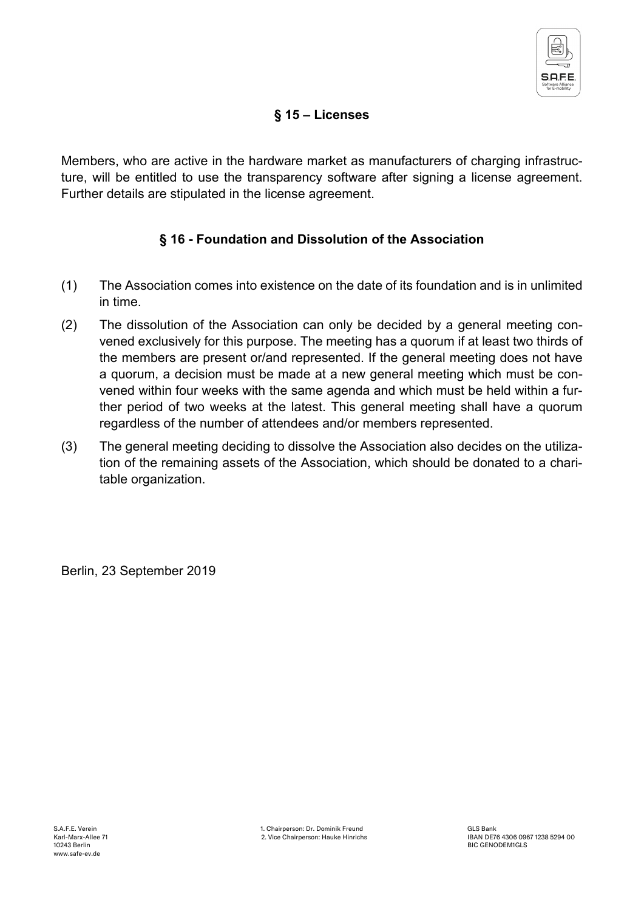## § 15 – Licenses

Members, who are active in the hardware market as manufacturers of charging infrastructure, will be entitled to use the transparency software after signing a license agreement. Further details are stipulated in the license agreement.

## § 16 - Foundation and Dissolution of the Association

(1) The Association comes into existence on the date of its foundation and is in unlimited in time.

(2) The dissolution of the Association can only be decided by a general meeting convened exclusively for this purpose. The meeting has a quorum if at least two thirds of the members are present or/and represented. If the general meeting does not have a quorum, a decision must be made at a new general meeting which must be convened within four weeks with the same agenda and which must be held within a further period of two weeks at the latest. This general meeting shall have a quorum regardless of the number of attendees and/or members represented.

(3) The general meeting deciding to dissolve the Association also decides on the utilization of the remaining assets of the Association, which should be donated to a charitable organization.

Berlin, 23 September 2019